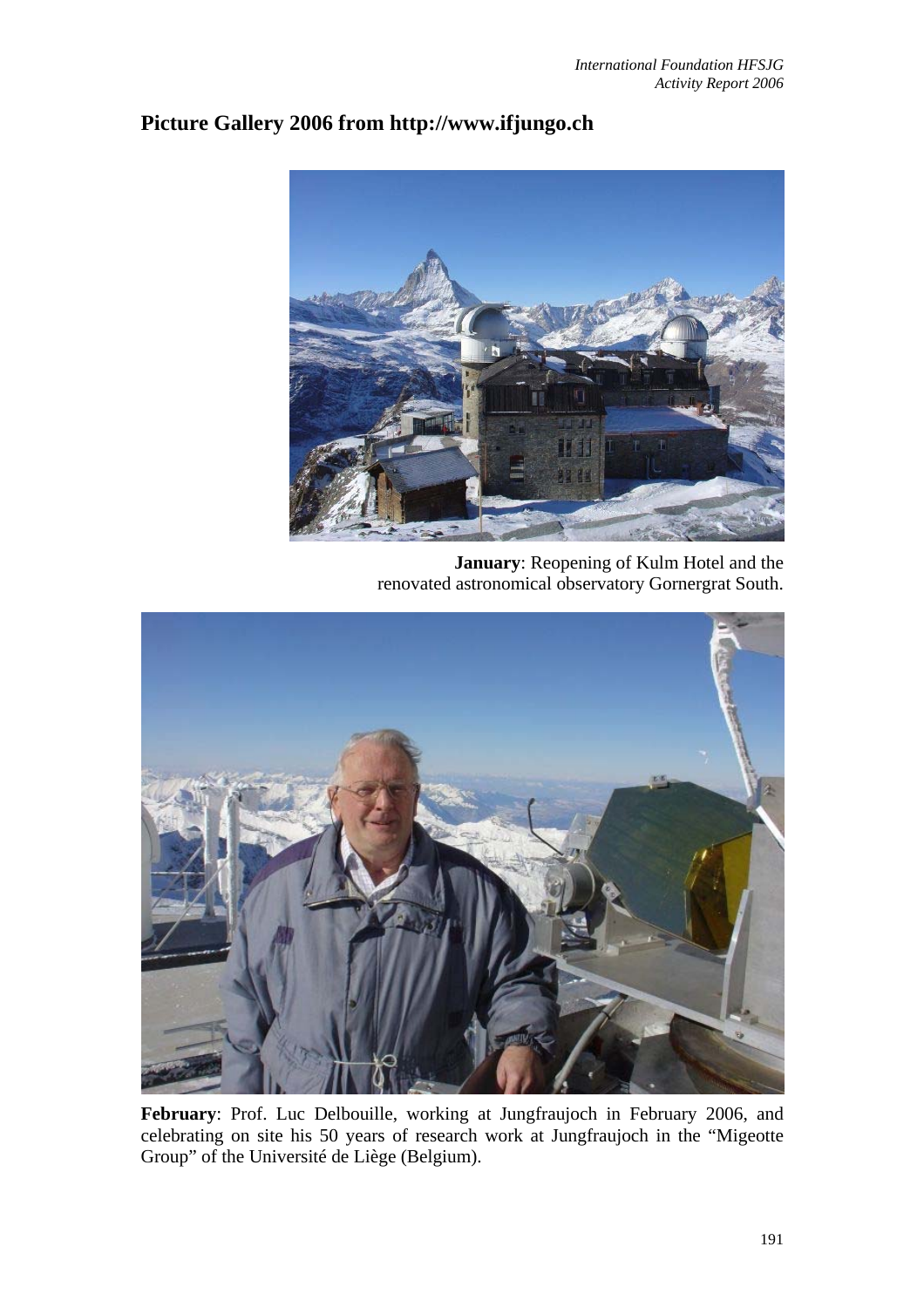# Picture Gallery 2006 from http://www.ifjungo.ch

**January**: Reopening of Kulm Hotel and the renovated astronomical observatory Gornergrat South.

**February**: Prof. Luc Delbouille, working at Jungfraujoch in February 2006, and celebrating on site his 50 years of research work at Jungfraujoch in the "Migeotte Group" of the Université de Liège (Belgium).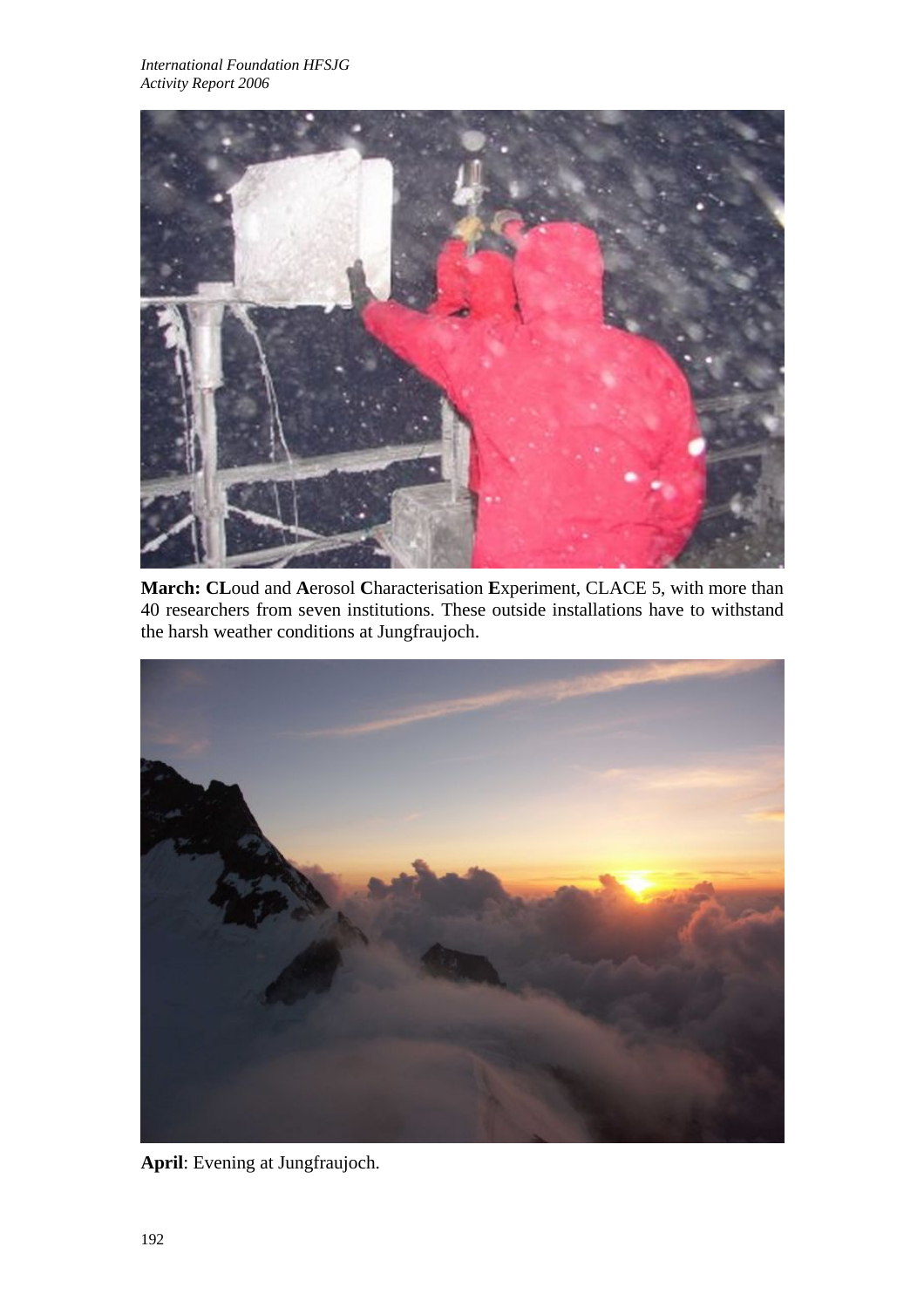**March: CL**oud and **A**erosol **C**haracterisation **E**xperiment, CLACE 5, with more than 40 researchers from seven institutions. These outside installations have to withstand the harsh weather conditions at Jungfraujoch.

**April**: Evening at Jungfraujoch.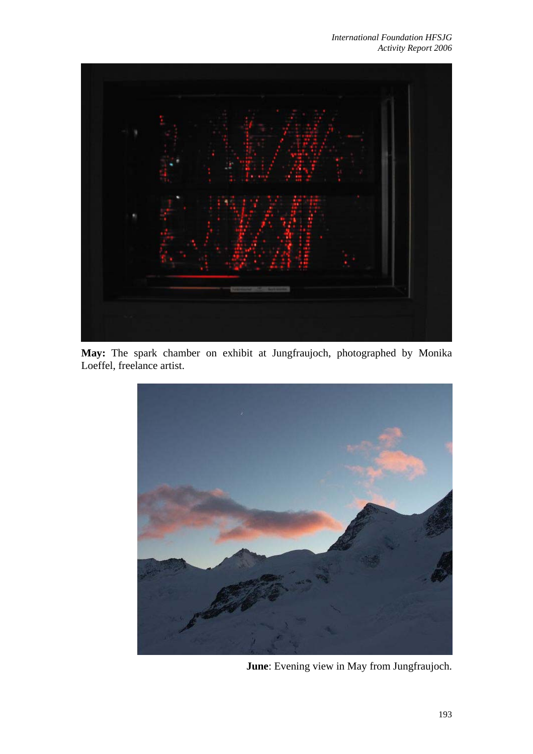**May:** The spark chamber on exhibit at Jungfraujoch, photographed by Monika Loeffel, freelance artist.

**June**: Evening view in May from Jungfraujoch.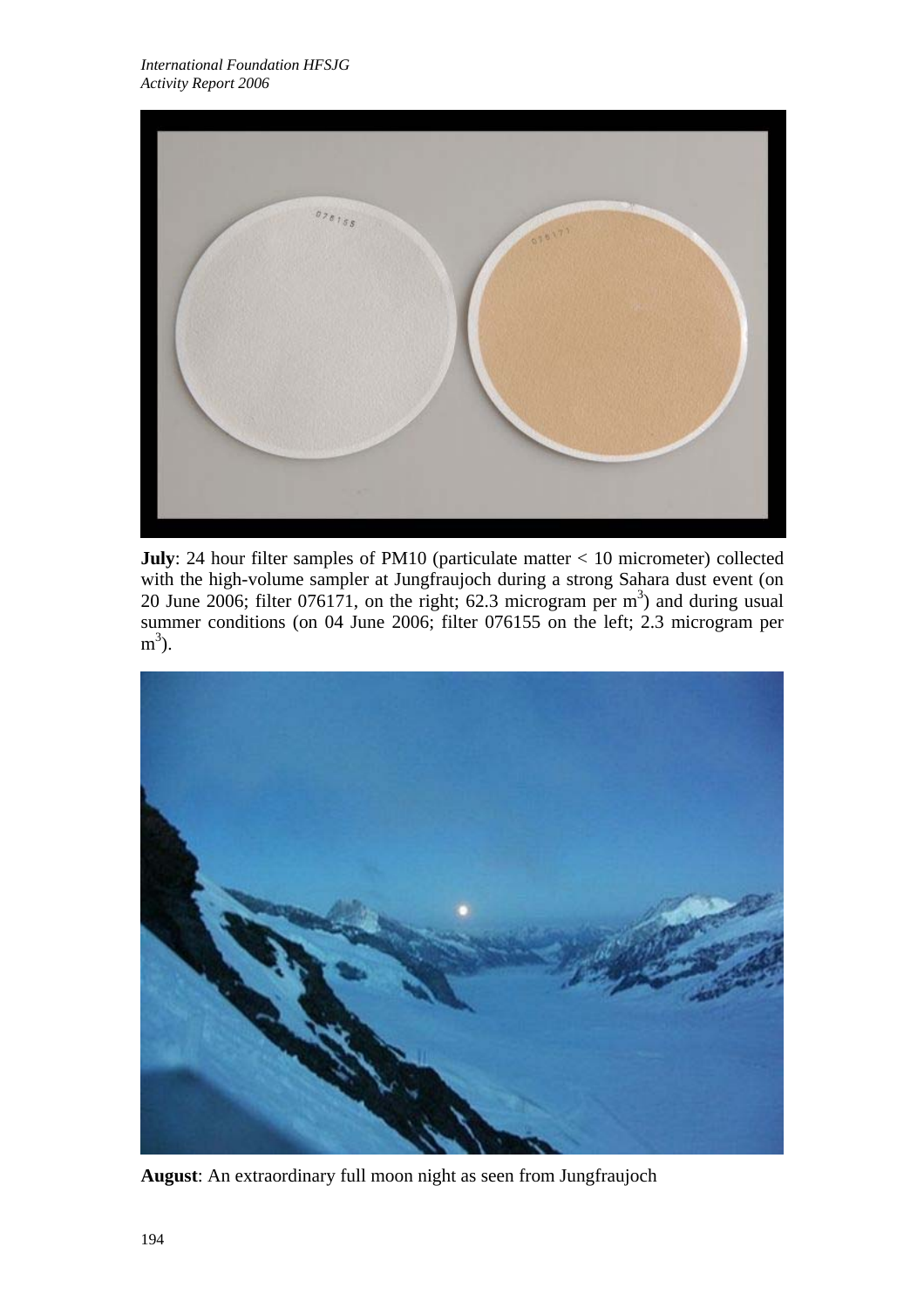**July**: 24 hour filter samples of PM10 (particulate matter < 10 micrometer) collected with the high-volume sampler at Jungfraujoch during a strong Sahara dust event (on 20 June 2006; filter 076171, on the right; 62.3 microgram per $m^3$) and during usual summer conditions (on 04 June 2006; filter 076155 on the left; 2.3 microgram per $m^3$).

**August**: An extraordinary full moon night as seen from Jungfraujoch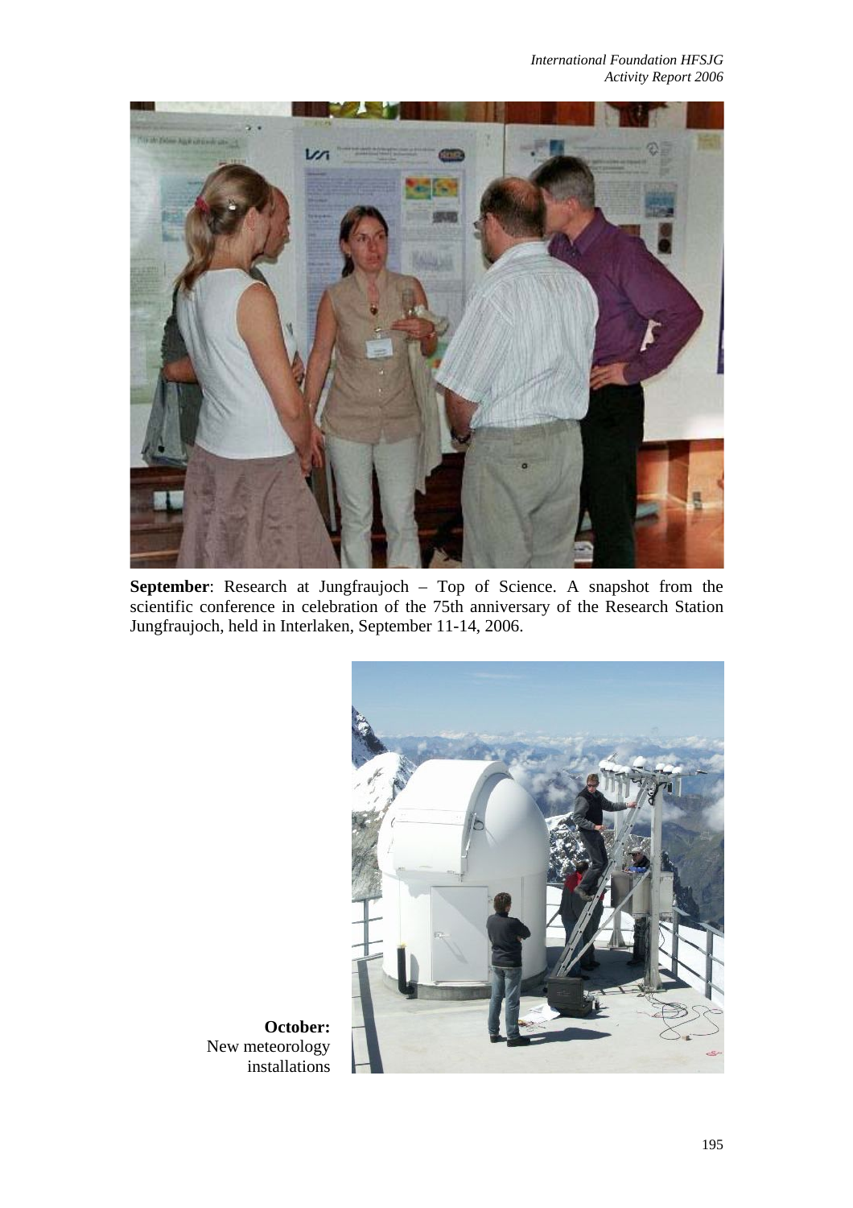**September**: Research at Jungfraujoch – Top of Science. A snapshot from the scientific conference in celebration of the 75th anniversary of the Research Station Jungfraujoch, held in Interlaken, September 11-14, 2006.

**October:** New meteorology installations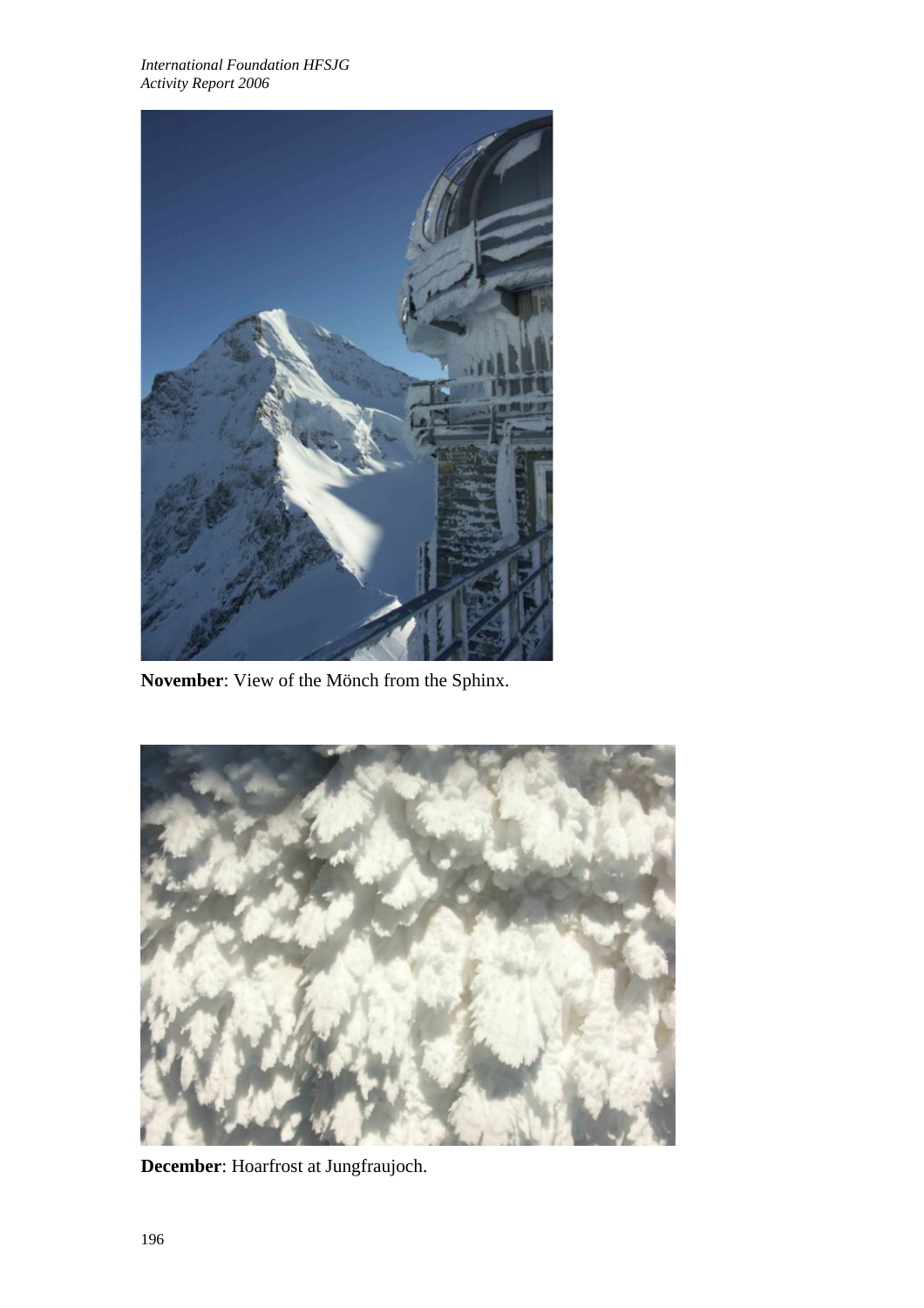**November**: View of the Mönch from the Sphinx.

**December**: Hoarfrost at Jungfraujoch.